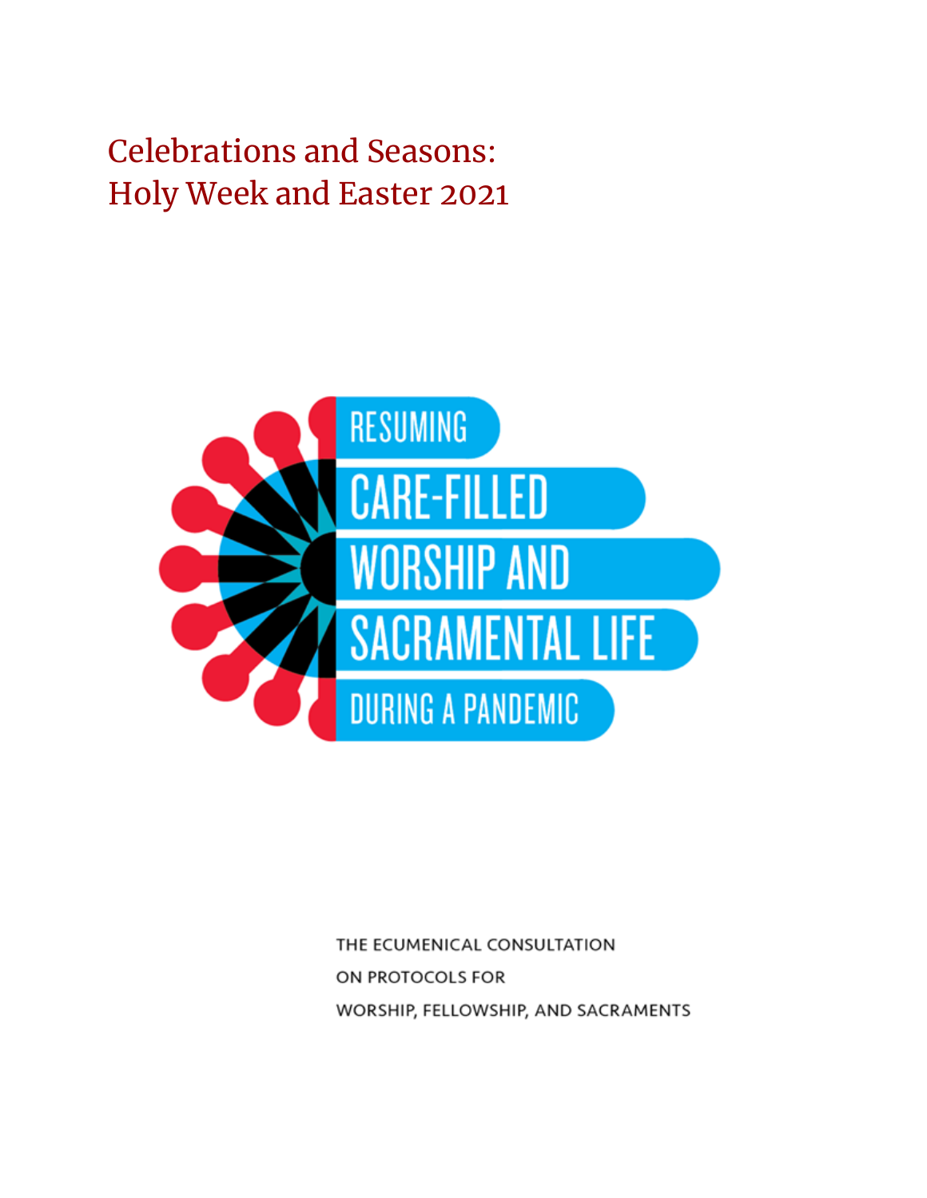# Celebrations and Seasons: Holy Week and Easter 2021

RESUMING CARE-FILLED WORSHIP AND SACRAMENTAL LIFE DURING A PANDEMIC

THE ECUMENICAL CONSULTATION ON PROTOCOLS FOR WORSHIP, FELLOWSHIP, AND SACRAMENTS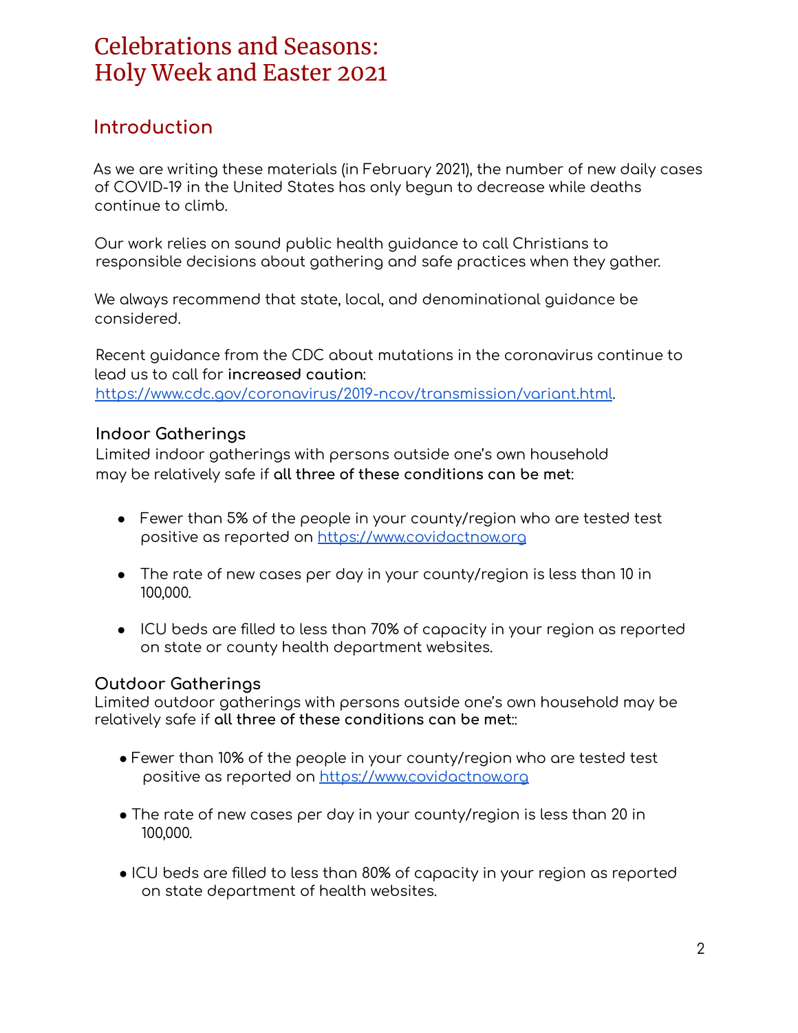# Celebrations and Seasons: Holy Week and Easter 2021

## Introduction

As we are writing these materials (in February 2021), the number of new daily cases of COVID-19 in the United States has only begun to decrease while deaths continue to climb.

Our work relies on sound public health guidance to call Christians to responsible decisions about gathering and safe practices when they gather.

We always recommend that state, local, and denominational guidance be considered.

Recent guidance from the CDC about mutations in the coronavirus continue to lead us to call for **increased caution**: https://www.cdc.gov/coronavirus/2019-ncov/transmission/variant.html.

### Indoor Gatherings

Limited indoor gatherings with persons outside one's own household may be relatively safe if **all three of these conditions can be met**:

- Fewer than 5% of the people in your county/region who are tested test positive as reported on https://www.covidactnow.org
- The rate of new cases per day in your county/region is less than 10 in 100,000.
- ICU beds are filled to less than 70% of capacity in your region as reported on state or county health department websites.

### Outdoor Gatherings

Limited outdoor gatherings with persons outside one's own household may be relatively safe if **all three of these conditions can be met**::

- Fewer than 10% of the people in your county/region who are tested test positive as reported on https://www.covidactnow.org
- The rate of new cases per day in your county/region is less than 20 in 100,000.
- ICU beds are filled to less than 80% of capacity in your region as reported on state department of health websites.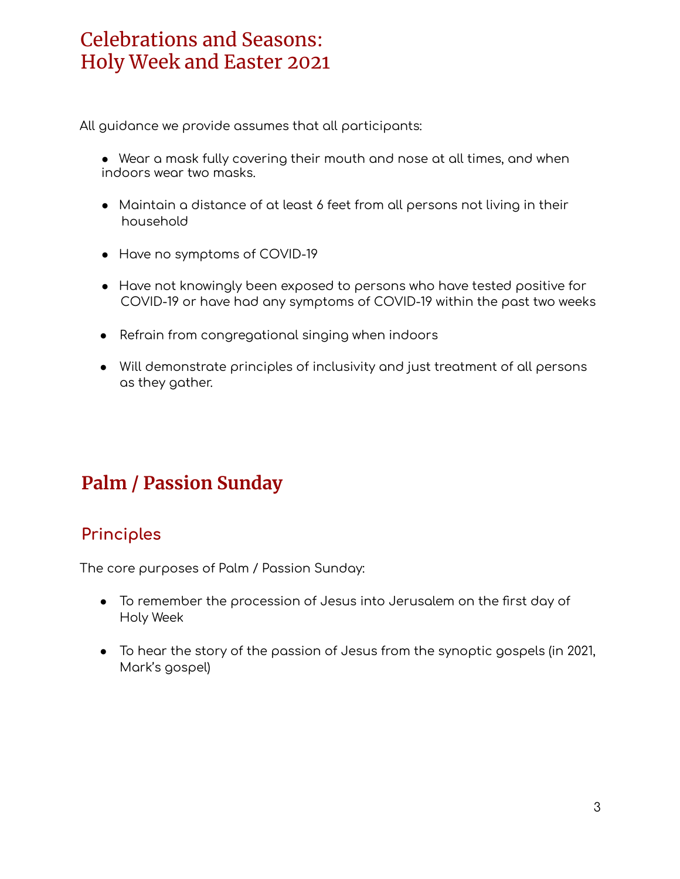# Celebrations and Seasons: Holy Week and Easter 2021

All guidance we provide assumes that all participants:

- Wear a mask fully covering their mouth and nose at all times, and when indoors wear two masks.
- Maintain a distance of at least 6 feet from all persons not living in their household
- Have no symptoms of COVID-19
- Have not knowingly been exposed to persons who have tested positive for COVID-19 or have had any symptoms of COVID-19 within the past two weeks
- Refrain from congregational singing when indoors
- Will demonstrate principles of inclusivity and just treatment of all persons as they gather.

## Palm / Passion Sunday

### Principles

The core purposes of Palm / Passion Sunday:

- To remember the procession of Jesus into Jerusalem on the first day of Holy Week
- To hear the story of the passion of Jesus from the synoptic gospels (in 2021, Mark's gospel)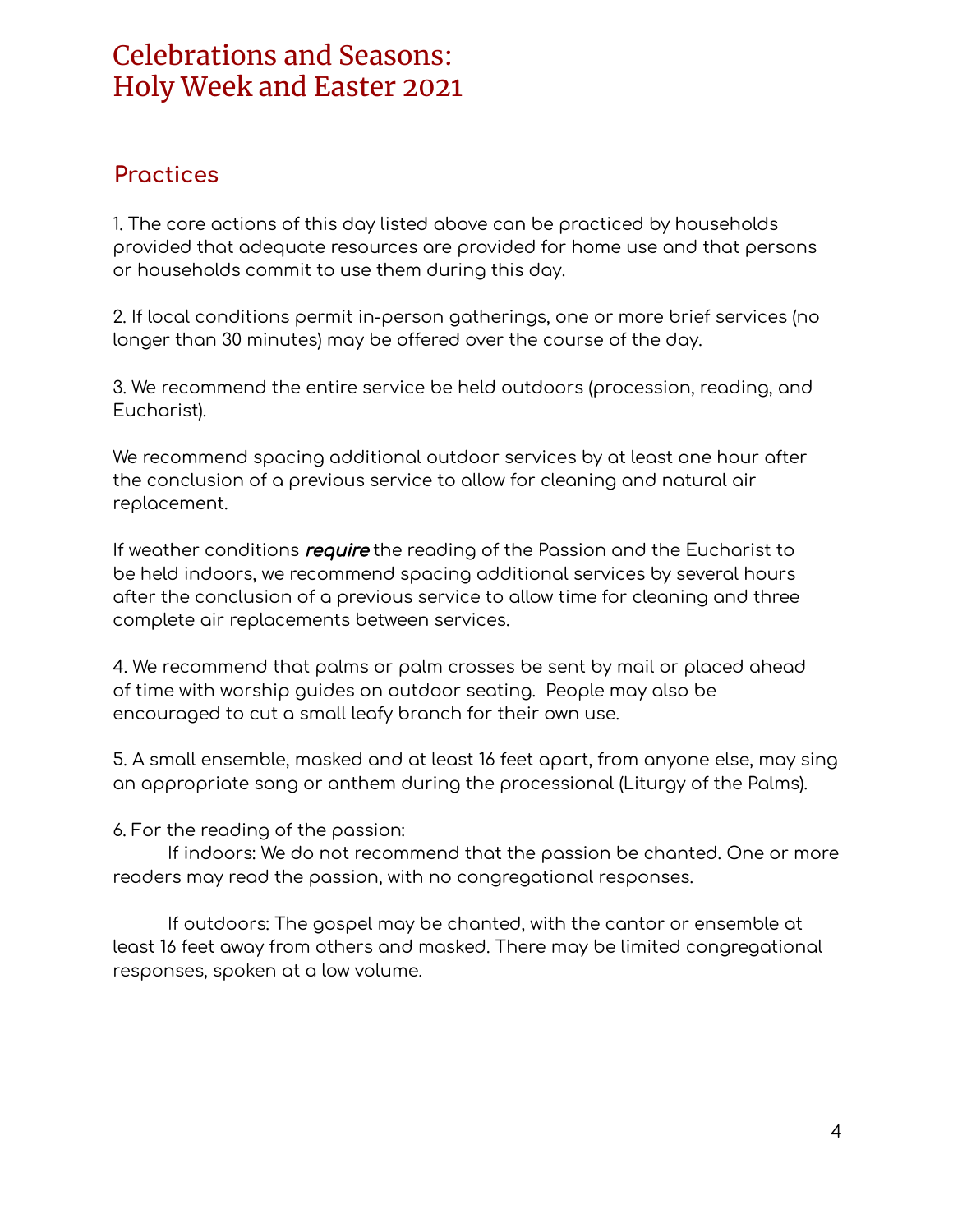# Celebrations and Seasons: Holy Week and Easter 2021

## Practices

1. The core actions of this day listed above can be practiced by households provided that adequate resources are provided for home use and that persons or households commit to use them during this day.

2. If local conditions permit in-person gatherings, one or more brief services (no longer than 30 minutes) may be offered over the course of the day.

3. We recommend the entire service be held outdoors (procession, reading, and Eucharist).

We recommend spacing additional outdoor services by at least one hour after the conclusion of a previous service to allow for cleaning and natural air replacement.

If weather conditions ***require*** the reading of the Passion and the Eucharist to be held indoors, we recommend spacing additional services by several hours after the conclusion of a previous service to allow time for cleaning and three complete air replacements between services.

4. We recommend that palms or palm crosses be sent by mail or placed ahead of time with worship guides on outdoor seating. People may also be encouraged to cut a small leafy branch for their own use.

5. A small ensemble, masked and at least 16 feet apart, from anyone else, may sing an appropriate song or anthem during the processional (Liturgy of the Palms).

6. For the reading of the passion:

If indoors: We do not recommend that the passion be chanted. One or more readers may read the passion, with no congregational responses.

If outdoors: The gospel may be chanted, with the cantor or ensemble at least 16 feet away from others and masked. There may be limited congregational responses, spoken at a low volume.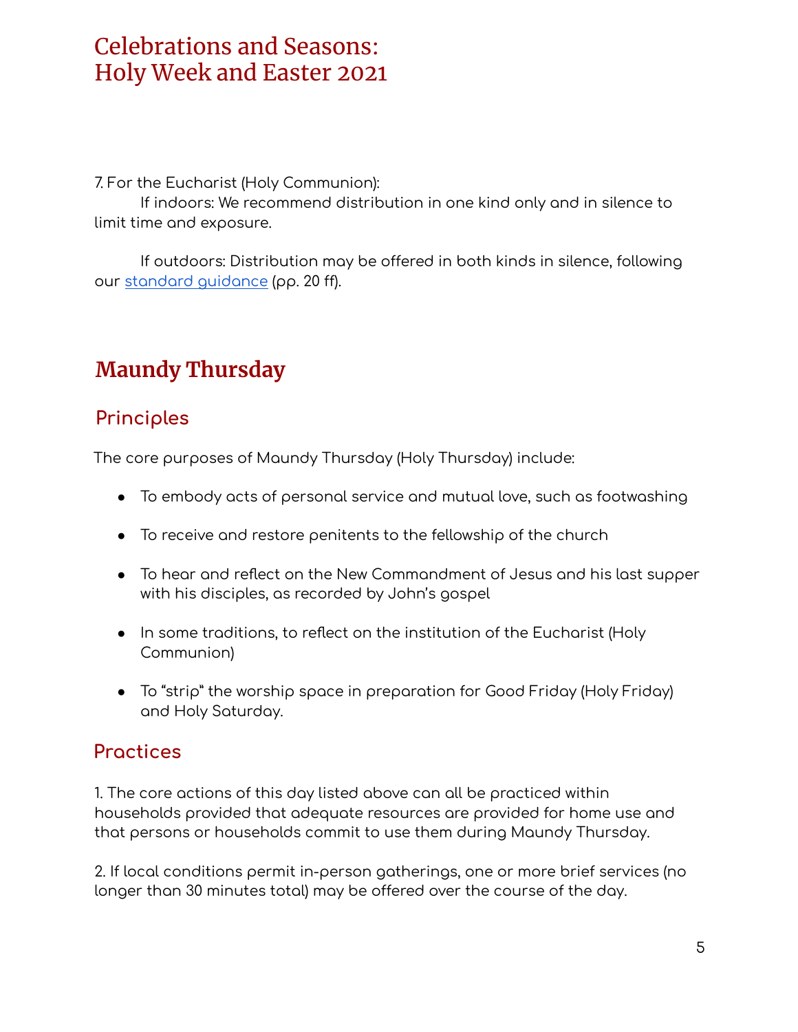7. For the Eucharist (Holy Communion):

If indoors: We recommend distribution in one kind only and in silence to limit time and exposure.

If outdoors: Distribution may be offered in both kinds in silence, following our [standard guidance](standard guidance) (pp. 20 ff).

# Maundy Thursday

## Principles

The core purposes of Maundy Thursday (Holy Thursday) include:

- To embody acts of personal service and mutual love, such as footwashing
- To receive and restore penitents to the fellowship of the church
- To hear and reflect on the New Commandment of Jesus and his last supper with his disciples, as recorded by John's gospel
- In some traditions, to reflect on the institution of the Eucharist (Holy Communion)
- To "strip" the worship space in preparation for Good Friday (Holy Friday) and Holy Saturday.

## Practices

1. The core actions of this day listed above can all be practiced within households provided that adequate resources are provided for home use and that persons or households commit to use them during Maundy Thursday.

2. If local conditions permit in-person gatherings, one or more brief services (no longer than 30 minutes total) may be offered over the course of the day.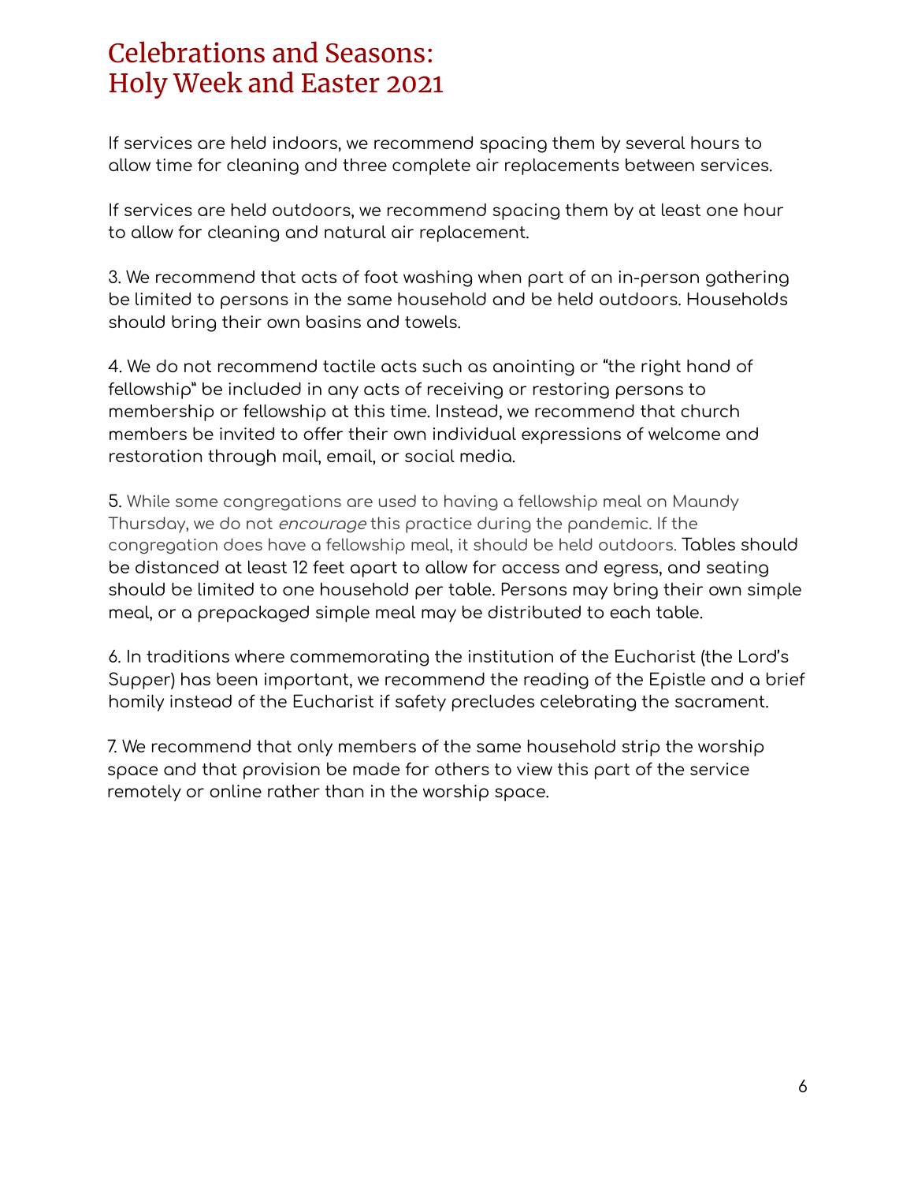# Celebrations and Seasons: Holy Week and Easter 2021

If services are held indoors, we recommend spacing them by several hours to allow time for cleaning and three complete air replacements between services.

If services are held outdoors, we recommend spacing them by at least one hour to allow for cleaning and natural air replacement.

3. We recommend that acts of foot washing when part of an in-person gathering be limited to persons in the same household and be held outdoors. Households should bring their own basins and towels.

4. We do not recommend tactile acts such as anointing or "the right hand of fellowship" be included in any acts of receiving or restoring persons to membership or fellowship at this time. Instead, we recommend that church members be invited to offer their own individual expressions of welcome and restoration through mail, email, or social media.

5. While some congregations are used to having a fellowship meal on Maundy Thursday, we do not *encourage* this practice during the pandemic. If the congregation does have a fellowship meal, it should be held outdoors. Tables should be distanced at least 12 feet apart to allow for access and egress, and seating should be limited to one household per table. Persons may bring their own simple meal, or a prepackaged simple meal may be distributed to each table.

6. In traditions where commemorating the institution of the Eucharist (the Lord's Supper) has been important, we recommend the reading of the Epistle and a brief homily instead of the Eucharist if safety precludes celebrating the sacrament.

7. We recommend that only members of the same household strip the worship space and that provision be made for others to view this part of the service remotely or online rather than in the worship space.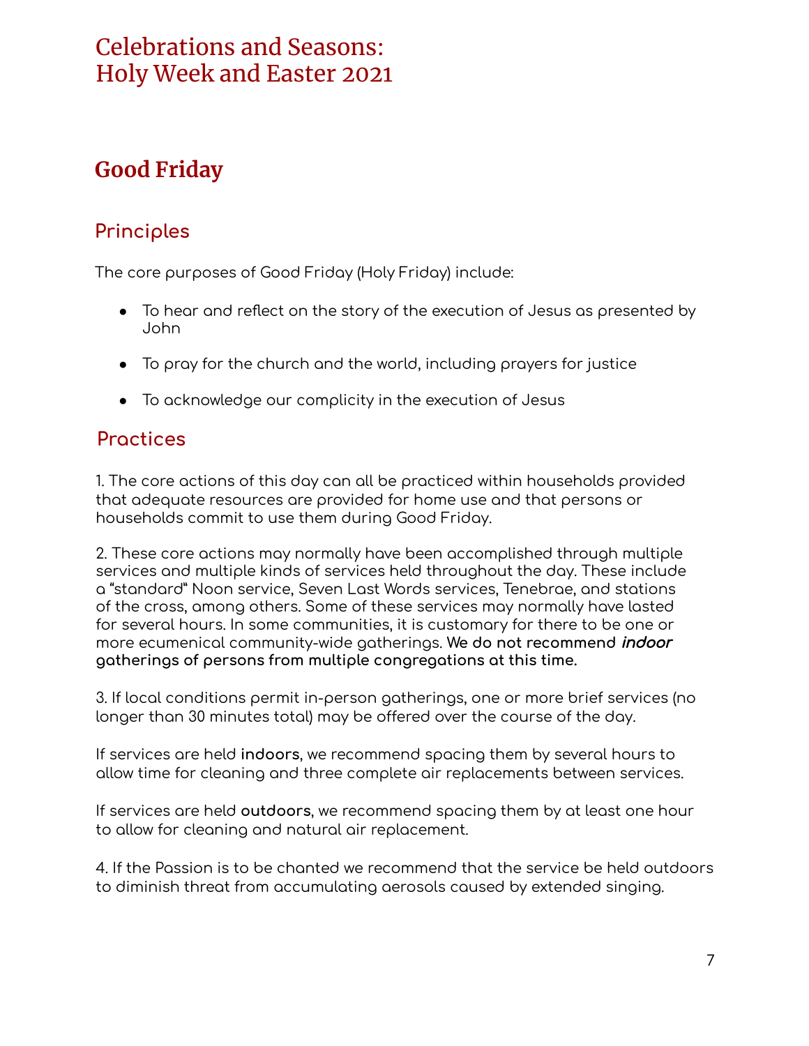# Good Friday

## Principles

The core purposes of Good Friday (Holy Friday) include:

- To hear and reflect on the story of the execution of Jesus as presented by John
- To pray for the church and the world, including prayers for justice
- To acknowledge our complicity in the execution of Jesus

## Practices

1. The core actions of this day can all be practiced within households provided that adequate resources are provided for home use and that persons or households commit to use them during Good Friday.

2. These core actions may normally have been accomplished through multiple services and multiple kinds of services held throughout the day. These include a "standard" Noon service, Seven Last Words services, Tenebrae, and stations of the cross, among others. Some of these services may normally have lasted for several hours. In some communities, it is customary for there to be one or more ecumenical community-wide gatherings. **We do not recommend *indoor* gatherings of persons from multiple congregations at this time.**

3. If local conditions permit in-person gatherings, one or more brief services (no longer than 30 minutes total) may be offered over the course of the day.

If services are held **indoors**, we recommend spacing them by several hours to allow time for cleaning and three complete air replacements between services.

If services are held **outdoors**, we recommend spacing them by at least one hour to allow for cleaning and natural air replacement.

4. If the Passion is to be chanted we recommend that the service be held outdoors to diminish threat from accumulating aerosols caused by extended singing.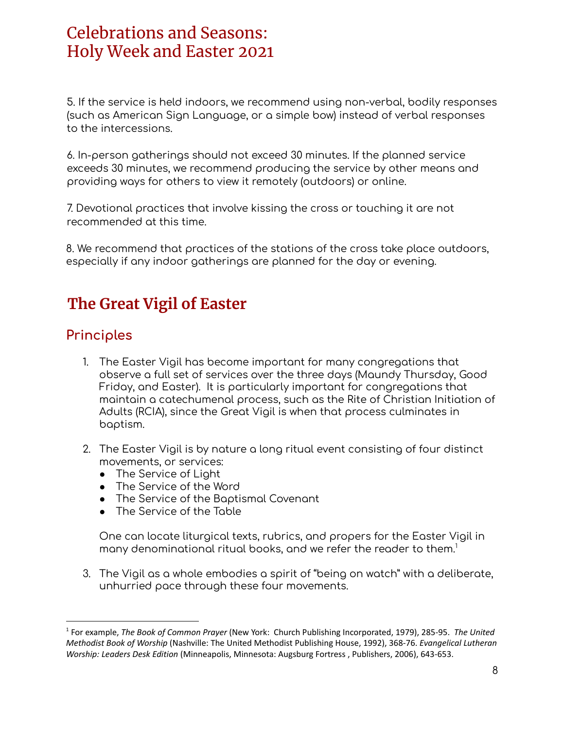5. If the service is held indoors, we recommend using non-verbal, bodily responses (such as American Sign Language, or a simple bow) instead of verbal responses to the intercessions.

6. In-person gatherings should not exceed 30 minutes. If the planned service exceeds 30 minutes, we recommend producing the service by other means and providing ways for others to view it remotely (outdoors) or online.

7. Devotional practices that involve kissing the cross or touching it are not recommended at this time.

8. We recommend that practices of the stations of the cross take place outdoors, especially if any indoor gatherings are planned for the day or evening.

## The Great Vigil of Easter

### Principles

1. The Easter Vigil has become important for many congregations that observe a full set of services over the three days (Maundy Thursday, Good Friday, and Easter). It is particularly important for congregations that maintain a catechumenal process, such as the Rite of Christian Initiation of Adults (RCIA), since the Great Vigil is when that process culminates in baptism.

2. The Easter Vigil is by nature a long ritual event consisting of four distinct movements, or services:
   - The Service of Light
   - The Service of the Word
   - The Service of the Baptismal Covenant
   - The Service of the Table

   One can locate liturgical texts, rubrics, and propers for the Easter Vigil in many denominational ritual books, and we refer the reader to them.[1]

3. The Vigil as a whole embodies a spirit of "being on watch" with a deliberate, unhurried pace through these four movements.

---

[1] For example, *The Book of Common Prayer* (New York: Church Publishing Incorporated, 1979), 285-95. *The United Methodist Book of Worship* (Nashville: The United Methodist Publishing House, 1992), 368-76. *Evangelical Lutheran Worship: Leaders Desk Edition* (Minneapolis, Minnesota: Augsburg Fortress , Publishers, 2006), 643-653.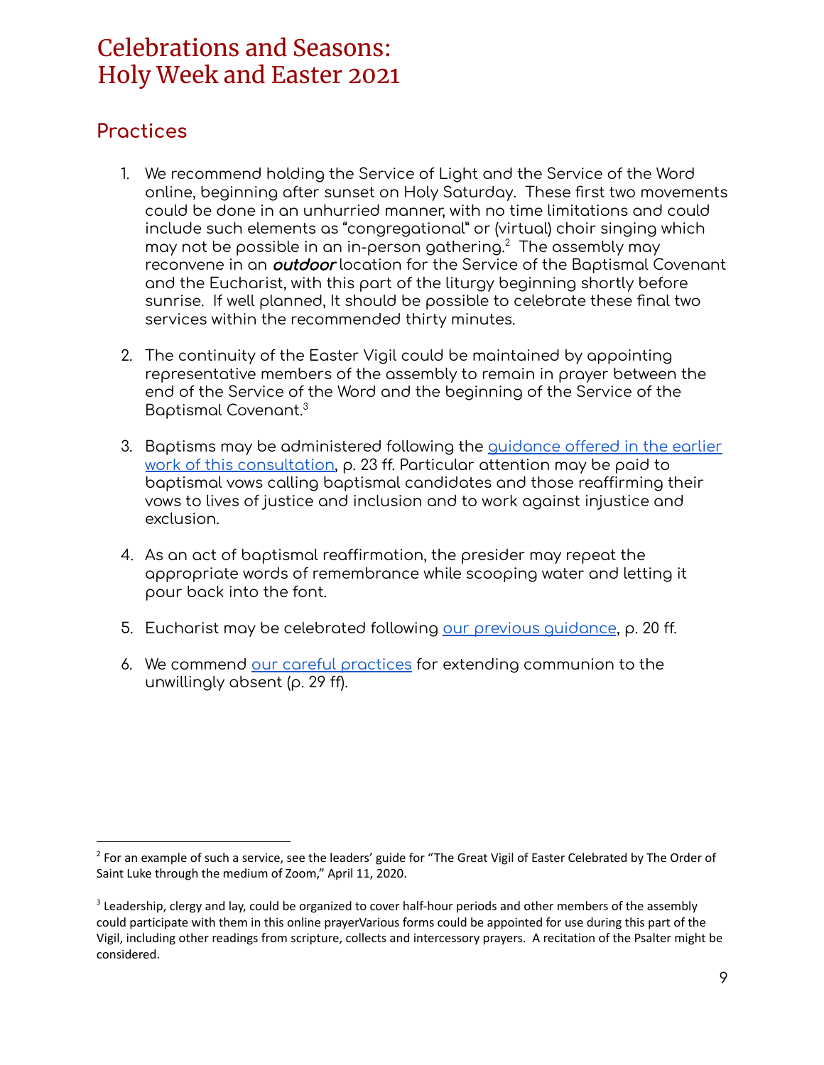// Celebrations and Seasons:
Holy Week and Easter 2021

## Practices

1. We recommend holding the Service of Light and the Service of the Word online, beginning after sunset on Holy Saturday. These first two movements could be done in an unhurried manner, with no time limitations and could include such elements as "congregational" or (virtual) choir singing which may not be possible in an in-person gathering.[2] The assembly may reconvene in an ***outdoor*** location for the Service of the Baptismal Covenant and the Eucharist, with this part of the liturgy beginning shortly before sunrise. If well planned, It should be possible to celebrate these final two services within the recommended thirty minutes.

2. The continuity of the Easter Vigil could be maintained by appointing representative members of the assembly to remain in prayer between the end of the Service of the Word and the beginning of the Service of the Baptismal Covenant.[3]

3. Baptisms may be administered following the guidance offered in the earlier work of this consultation, p. 23 ff. Particular attention may be paid to baptismal vows calling baptismal candidates and those reaffirming their vows to lives of justice and inclusion and to work against injustice and exclusion.

4. As an act of baptismal reaffirmation, the presider may repeat the appropriate words of remembrance while scooping water and letting it pour back into the font.

5. Eucharist may be celebrated following our previous guidance, p. 20 ff.

6. We commend our careful practices for extending communion to the unwillingly absent (p. 29 ff).

---

[2] For an example of such a service, see the leaders' guide for "The Great Vigil of Easter Celebrated by The Order of Saint Luke through the medium of Zoom," April 11, 2020.

[3] Leadership, clergy and lay, could be organized to cover half-hour periods and other members of the assembly could participate with them in this online prayerVarious forms could be appointed for use during this part of the Vigil, including other readings from scripture, collects and intercessory prayers. A recitation of the Psalter might be considered.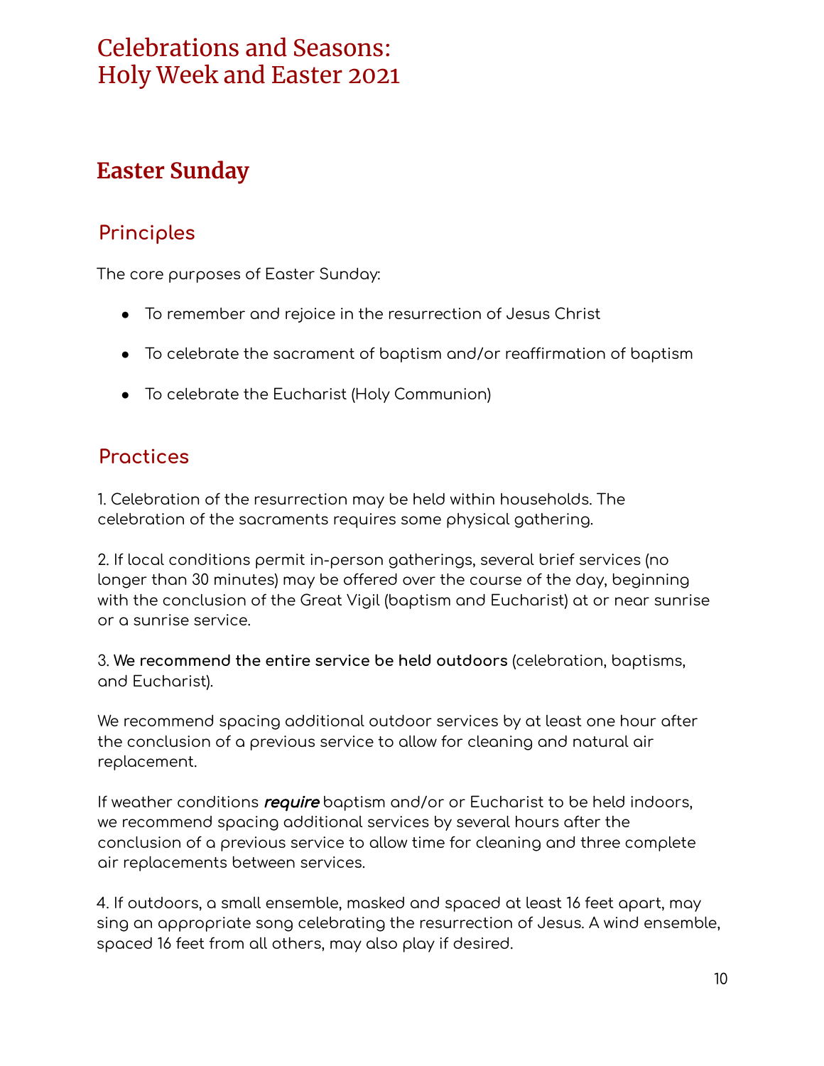# Celebrations and Seasons: Holy Week and Easter 2021

## Easter Sunday

### Principles

The core purposes of Easter Sunday:

- To remember and rejoice in the resurrection of Jesus Christ
- To celebrate the sacrament of baptism and/or reaffirmation of baptism
- To celebrate the Eucharist (Holy Communion)

### Practices

1. Celebration of the resurrection may be held within households. The celebration of the sacraments requires some physical gathering.

2. If local conditions permit in-person gatherings, several brief services (no longer than 30 minutes) may be offered over the course of the day, beginning with the conclusion of the Great Vigil (baptism and Eucharist) at or near sunrise or a sunrise service.

3. **We recommend the entire service be held outdoors** (celebration, baptisms, and Eucharist).

We recommend spacing additional outdoor services by at least one hour after the conclusion of a previous service to allow for cleaning and natural air replacement.

If weather conditions ***require*** baptism and/or or Eucharist to be held indoors, we recommend spacing additional services by several hours after the conclusion of a previous service to allow time for cleaning and three complete air replacements between services.

4. If outdoors, a small ensemble, masked and spaced at least 16 feet apart, may sing an appropriate song celebrating the resurrection of Jesus. A wind ensemble, spaced 16 feet from all others, may also play if desired.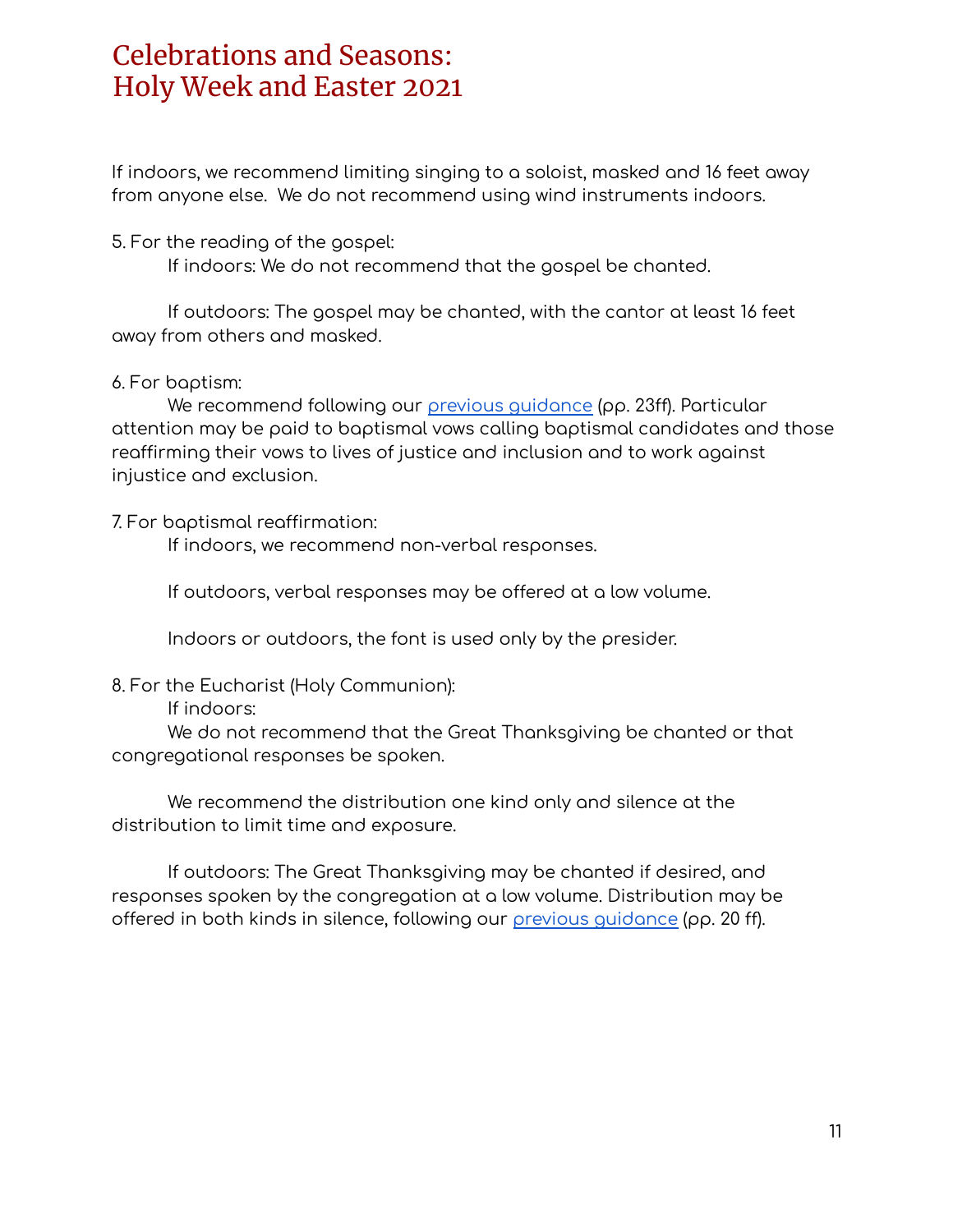If indoors, we recommend limiting singing to a soloist, masked and 16 feet away from anyone else. We do not recommend using wind instruments indoors.

5. For the reading of the gospel:

If indoors: We do not recommend that the gospel be chanted.

If outdoors: The gospel may be chanted, with the cantor at least 16 feet away from others and masked.

6. For baptism:

We recommend following our previous guidance (pp. 23ff). Particular attention may be paid to baptismal vows calling baptismal candidates and those reaffirming their vows to lives of justice and inclusion and to work against injustice and exclusion.

7. For baptismal reaffirmation:

If indoors, we recommend non-verbal responses.

If outdoors, verbal responses may be offered at a low volume.

Indoors or outdoors, the font is used only by the presider.

8. For the Eucharist (Holy Communion):

If indoors:

We do not recommend that the Great Thanksgiving be chanted or that congregational responses be spoken.

We recommend the distribution one kind only and silence at the distribution to limit time and exposure.

If outdoors: The Great Thanksgiving may be chanted if desired, and responses spoken by the congregation at a low volume. Distribution may be offered in both kinds in silence, following our previous guidance (pp. 20 ff).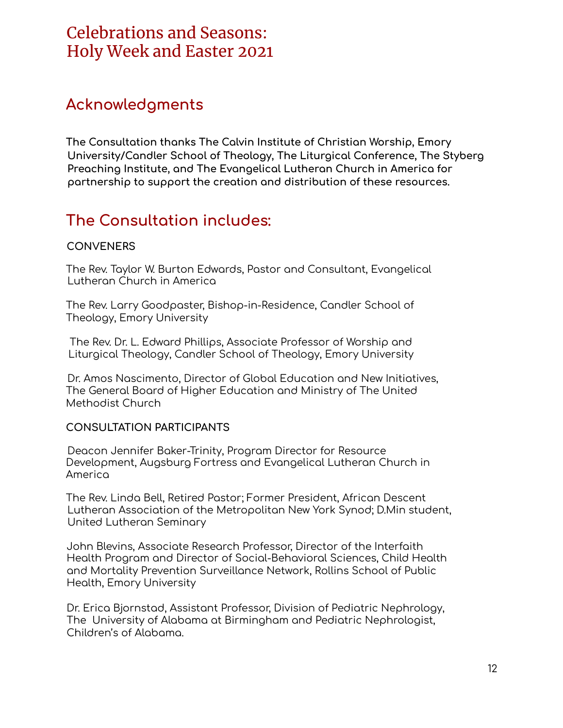# Celebrations and Seasons: Holy Week and Easter 2021

## Acknowledgments

**The Consultation thanks The Calvin Institute of Christian Worship, Emory University/Candler School of Theology, The Liturgical Conference, The Styberg Preaching Institute, and The Evangelical Lutheran Church in America for partnership to support the creation and distribution of these resources.**

## The Consultation includes:

### CONVENERS

The Rev. Taylor W. Burton Edwards, Pastor and Consultant, Evangelical Lutheran Church in America

The Rev. Larry Goodpaster, Bishop-in-Residence, Candler School of Theology, Emory University

The Rev. Dr. L. Edward Phillips, Associate Professor of Worship and Liturgical Theology, Candler School of Theology, Emory University

Dr. Amos Nascimento, Director of Global Education and New Initiatives, The General Board of Higher Education and Ministry of The United Methodist Church

### CONSULTATION PARTICIPANTS

Deacon Jennifer Baker-Trinity, Program Director for Resource Development, Augsburg Fortress and Evangelical Lutheran Church in America

The Rev. Linda Bell, Retired Pastor; Former President, African Descent Lutheran Association of the Metropolitan New York Synod; D.Min student, United Lutheran Seminary

John Blevins, Associate Research Professor, Director of the Interfaith Health Program and Director of Social-Behavioral Sciences, Child Health and Mortality Prevention Surveillance Network, Rollins School of Public Health, Emory University

Dr. Erica Bjornstad, Assistant Professor, Division of Pediatric Nephrology, The University of Alabama at Birmingham and Pediatric Nephrologist, Children's of Alabama.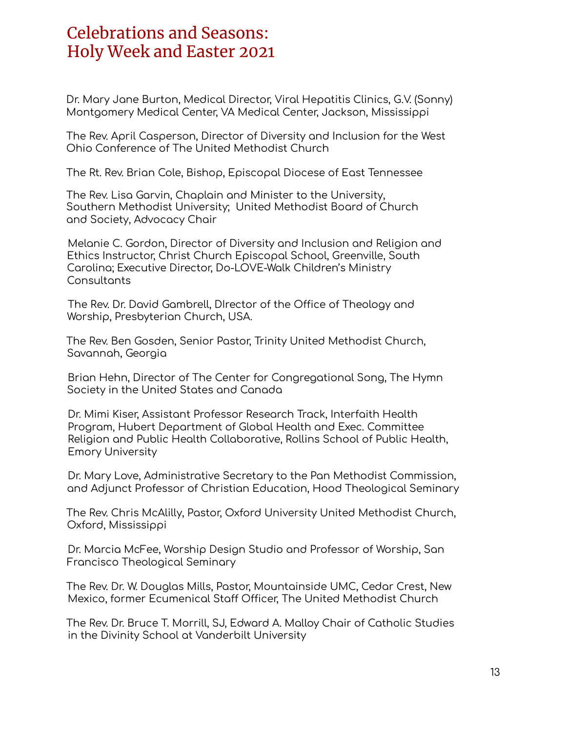# Celebrations and Seasons: Holy Week and Easter 2021

Dr. Mary Jane Burton, Medical Director, Viral Hepatitis Clinics, G.V. (Sonny) Montgomery Medical Center, VA Medical Center, Jackson, Mississippi

The Rev. April Casperson, Director of Diversity and Inclusion for the West Ohio Conference of The United Methodist Church

The Rt. Rev. Brian Cole, Bishop, Episcopal Diocese of East Tennessee

The Rev. Lisa Garvin, Chaplain and Minister to the University, Southern Methodist University; United Methodist Board of Church and Society, Advocacy Chair

Melanie C. Gordon, Director of Diversity and Inclusion and Religion and Ethics Instructor, Christ Church Episcopal School, Greenville, South Carolina; Executive Director, Do-LOVE-Walk Children's Ministry Consultants

The Rev. Dr. David Gambrell, DIrector of the Office of Theology and Worship, Presbyterian Church, USA.

The Rev. Ben Gosden, Senior Pastor, Trinity United Methodist Church, Savannah, Georgia

Brian Hehn, Director of The Center for Congregational Song, The Hymn Society in the United States and Canada

Dr. Mimi Kiser, Assistant Professor Research Track, Interfaith Health Program, Hubert Department of Global Health and Exec. Committee Religion and Public Health Collaborative, Rollins School of Public Health, Emory University

Dr. Mary Love, Administrative Secretary to the Pan Methodist Commission, and Adjunct Professor of Christian Education, Hood Theological Seminary

The Rev. Chris McAlilly, Pastor, Oxford University United Methodist Church, Oxford, Mississippi

Dr. Marcia McFee, Worship Design Studio and Professor of Worship, San Francisco Theological Seminary

The Rev. Dr. W. Douglas Mills, Pastor, Mountainside UMC, Cedar Crest, New Mexico, former Ecumenical Staff Officer, The United Methodist Church

The Rev. Dr. Bruce T. Morrill, SJ, Edward A. Malloy Chair of Catholic Studies in the Divinity School at Vanderbilt University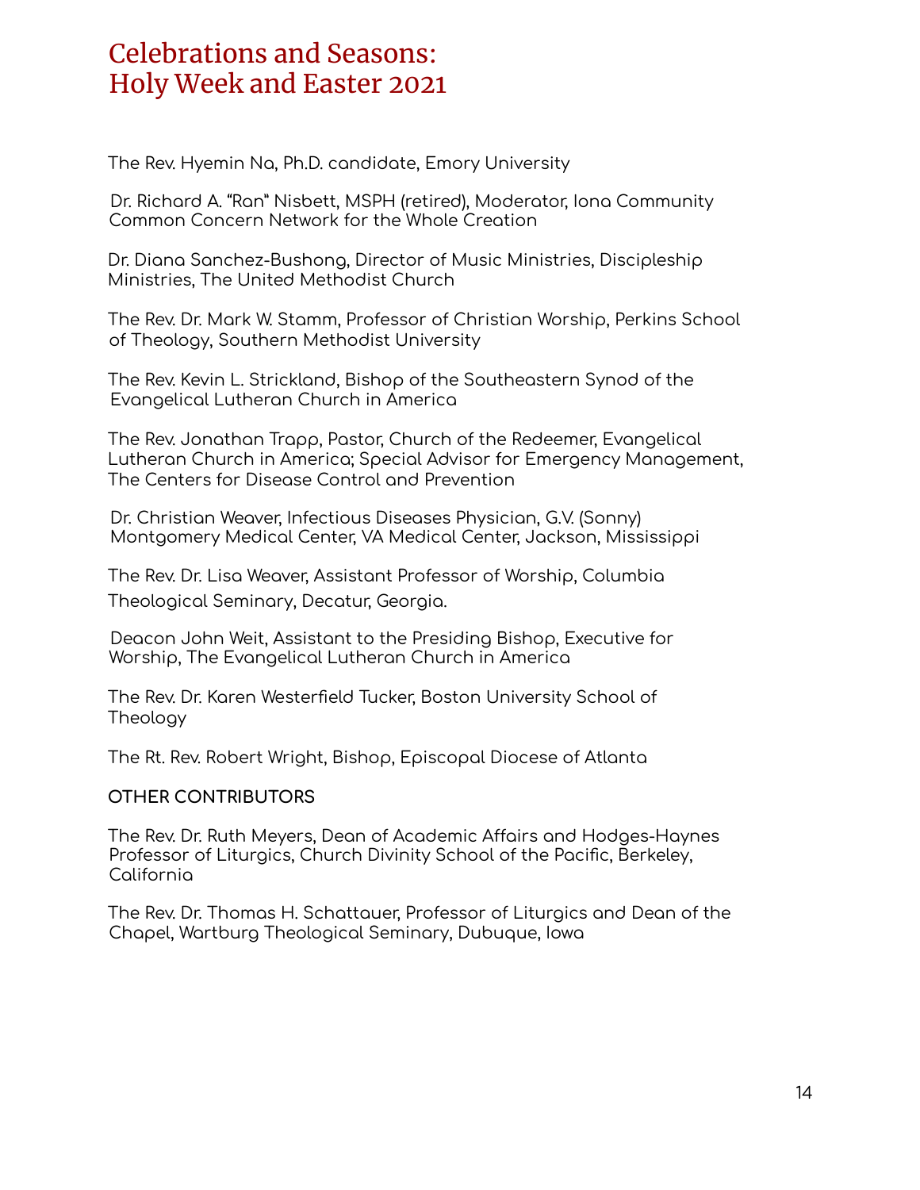# Celebrations and Seasons: Holy Week and Easter 2021

The Rev. Hyemin Na, Ph.D. candidate, Emory University

Dr. Richard A. "Ran" Nisbett, MSPH (retired), Moderator, Iona Community Common Concern Network for the Whole Creation

Dr. Diana Sanchez-Bushong, Director of Music Ministries, Discipleship Ministries, The United Methodist Church

The Rev. Dr. Mark W. Stamm, Professor of Christian Worship, Perkins School of Theology, Southern Methodist University

The Rev. Kevin L. Strickland, Bishop of the Southeastern Synod of the Evangelical Lutheran Church in America

The Rev. Jonathan Trapp, Pastor, Church of the Redeemer, Evangelical Lutheran Church in America; Special Advisor for Emergency Management, The Centers for Disease Control and Prevention

Dr. Christian Weaver, Infectious Diseases Physician, G.V. (Sonny) Montgomery Medical Center, VA Medical Center, Jackson, Mississippi

The Rev. Dr. Lisa Weaver, Assistant Professor of Worship, Columbia Theological Seminary, Decatur, Georgia.

Deacon John Weit, Assistant to the Presiding Bishop, Executive for Worship, The Evangelical Lutheran Church in America

The Rev. Dr. Karen Westerfield Tucker, Boston University School of Theology

The Rt. Rev. Robert Wright, Bishop, Episcopal Diocese of Atlanta

**OTHER CONTRIBUTORS**

The Rev. Dr. Ruth Meyers, Dean of Academic Affairs and Hodges-Haynes Professor of Liturgics, Church Divinity School of the Pacific, Berkeley, California

The Rev. Dr. Thomas H. Schattauer, Professor of Liturgics and Dean of the Chapel, Wartburg Theological Seminary, Dubuque, Iowa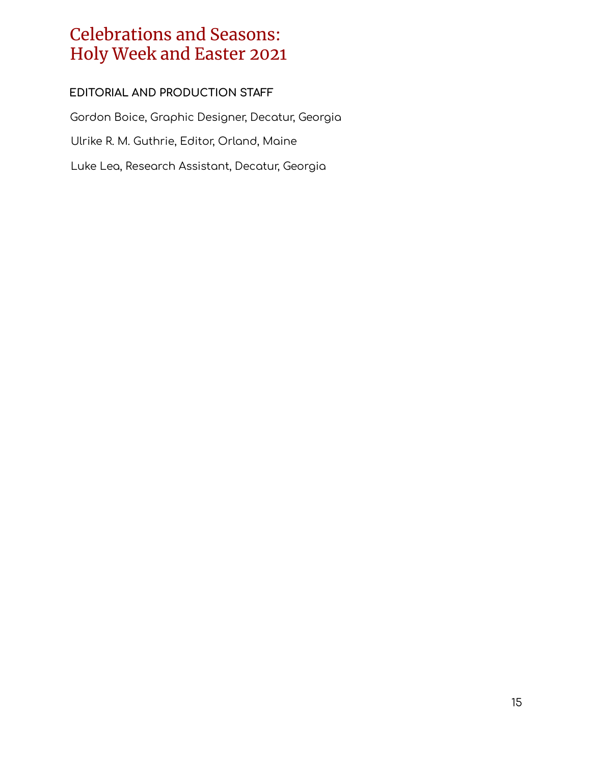# Celebrations and Seasons: Holy Week and Easter 2021

**EDITORIAL AND PRODUCTION STAFF**

Gordon Boice, Graphic Designer, Decatur, Georgia

Ulrike R. M. Guthrie, Editor, Orland, Maine

Luke Lea, Research Assistant, Decatur, Georgia